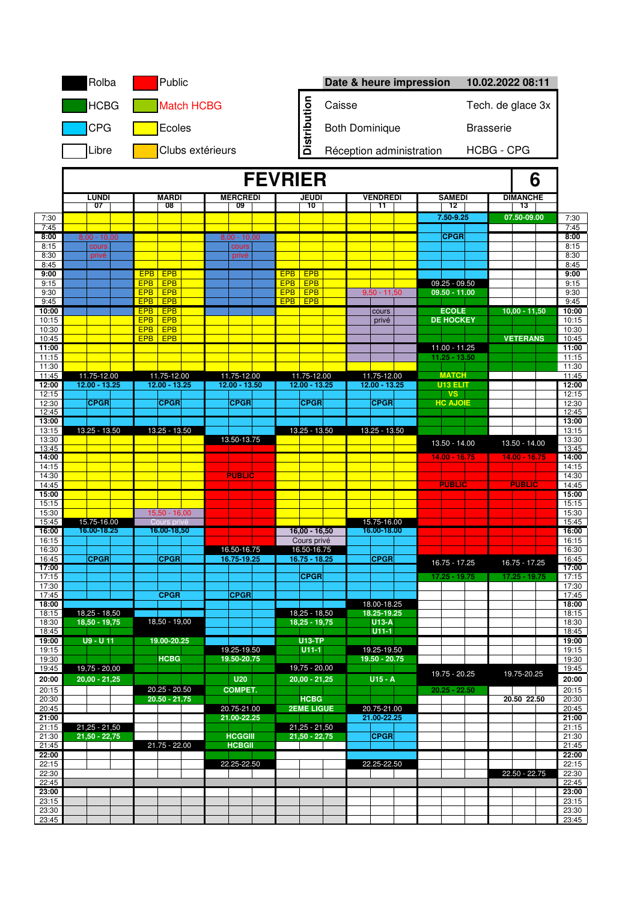| | Légende | | |
|---|---|---|---|
| Rolba | Public | | |
| HCBG | Match HCBG | | |
| CPG | Ecoles | | |
| Libre | Clubs extérieurs | | |

| Date & heure impression | 10.02.2022 08:11 |
|---|---|
| **Distribution** | |
| Caisse | Tech. de glace 3x |
| Both Dominique | Brasserie |
| Réception administration | HCBG - CPG |

# FEVRIER 6

| Heure | LUNDI 07 | MARDI 08 | MERCREDI 09 | JEUDI 10 | VENDREDI 11 | SAMEDI 12 | DIMANCHE 13 | Heure |
|---|---|---|---|---|---|---|---|---|
| 7:30 | | | | | | 7.50-9.25 | 07.50-09.00 | 7:30 |
| 7:45 | | | | | | | | 7:45 |
| 8:00 | 8.00 - 10.00 | | 8.00 - 10.00 | | | CPGR | | 8:00 |
| 8:15 | cours | | cours | | | | | 8:15 |
| 8:30 | privé | | privé | | | | | 8:30 |
| 8:45 | | | | | | | | 8:45 |
| 9:00 | | EPB EPB | | EPB EPB | | | | 9:00 |
| 9:15 | | EPB EPB | | EPB EPB | | 09.25 - 09.50 | | 9:15 |
| 9:30 | | EPB EPB | | EPB EPB | 9.50 - 11.50 | 09.50 - 11.00 | | 9:30 |
| 9:45 | | EPB EPB | | EPB EPB | | | | 9:45 |
| 10:00 | | EPB EPB | | | cours | ECOLE | 10,00 - 11,50 | 10:00 |
| 10:15 | | EPB EPB | | | privé | DE HOCKEY | | 10:15 |
| 10:30 | | EPB EPB | | | | | | 10:30 |
| 10:45 | | EPB EPB | | | | | VETERANS | 10:45 |
| 11:00 | | | | | | 11.00 - 11.25 | | 11:00 |
| 11:15 | | | | | | 11.25 - 13.50 | | 11:15 |
| 11:30 | | | | | | | | 11:30 |
| 11:45 | 11.75-12.00 | 11.75-12.00 | 11.75-12.00 | 11.75-12.00 | 11.75-12.00 | MATCH | | 11:45 |
| 12:00 | 12.00 - 13.25 | 12.00 - 13.25 | 12.00 - 13.50 | 12.00 - 13.25 | 12.00 - 13.25 | U13 ELIT | | 12:00 |
| 12:15 | | | | | | VS | | 12:15 |
| 12:30 | CPGR | CPGR | CPGR | CPGR | CPGR | HC AJOIE | | 12:30 |
| 12:45 | | | | | | | | 12:45 |
| 13:00 | | | | | | | | 13:00 |
| 13:15 | 13.25 - 13.50 | 13.25 - 13.50 | | 13.25 - 13.50 | 13.25 - 13.50 | | | 13:15 |
| 13:30 | | | 13.50-13.75 | | | 13.50 - 14.00 | 13.50 - 14.00 | 13:30 |
| 13:45 | | | | | | | | 13:45 |
| 14:00 | | | | | | 14.00 - 16.75 | 14.00 - 16.75 | 14:00 |
| 14:15 | | | | | | | | 14:15 |
| 14:30 | | | PUBLIC | | | | | 14:30 |
| 14:45 | | | | | | PUBLIC | PUBLIC | 14:45 |
| 15:00 | | | | | | | | 15:00 |
| 15:15 | | | | | | | | 15:15 |
| 15:30 | | 15.50 - 16.00 | | | | | | 15:30 |
| 15:45 | 15.75-16.00 | Cours privé | | | 15.75-16.00 | | | 15:45 |
| 16:00 | 16.00-18.25 | 16.00-18.50 | | 16,00 - 16,50 | 16.00-18.00 | | | 16:00 |
| 16:15 | | | | Cours privé | | | | 16:15 |
| 16:30 | | | 16.50-16.75 | 16.50-16.75 | | | | 16:30 |
| 16:45 | CPGR | CPGR | 16.75-19.25 | 16.75 - 18.25 | CPGR | 16.75 - 17.25 | 16.75 - 17.25 | 16:45 |
| 17:00 | | | | | | | | 17:00 |
| 17:15 | | | | CPGR | | 17.25 - 19.75 | 17.25 - 19.75 | 17:15 |
| 17:30 | | | | | | | | 17:30 |
| 17:45 | | CPGR | CPGR | | | | | 17:45 |
| 18:00 | | | | | 18.00-18.25 | | | 18:00 |
| 18:15 | 18.25 - 18.50 | | | 18.25 - 18.50 | 18.25-19.25 | | | 18:15 |
| 18:30 | 18.50 - 19.75 | 18.50 - 19.00 | | 18.25 - 19.75 | U13-A | | | 18:30 |
| 18:45 | | | | | U11-1 | | | 18:45 |
| 19:00 | U9 - U 11 | 19.00-20.25 | | U13-TP | | | | 19:00 |
| 19:15 | | | 19.25-19.50 | U11-1 | 19.25-19.50 | | | 19:15 |
| 19:30 | | HCBG | 19.50-20.75 | | 19.50 - 20.75 | | | 19:30 |
| 19:45 | 19.75 - 20.00 | | | 19.75 - 20.00 | | 19.75 - 20.25 | 19.75-20.25 | 19:45 |
| 20:00 | 20.00 - 21.25 | | U20 | 20.00 - 21.25 | U15 - A | | | 20:00 |
| 20:15 | | 20.25 - 20.50 | COMPET. | | | 20.25 - 22.50 | | 20:15 |
| 20:30 | | 20.50 - 21.75 | | HCBG | | | 20.50 22.50 | 20:30 |
| 20:45 | | | 20.75-21.00 | 2EME LIGUE | 20.75-21.00 | | | 20:45 |
| 21:00 | | | 21.00-22.25 | | 21.00-22.25 | | | 21:00 |
| 21:15 | 21.25 - 21.50 | | | 21.25 - 21.50 | | | | 21:15 |
| 21:30 | 21.50 - 22.75 | | HCGGIII | 21.50 - 22.75 | CPGR | | | 21:30 |
| 21:45 | | 21.75 - 22.00 | HCBGII | | | | | 21:45 |
| 22:00 | | | | | | | | 22:00 |
| 22:15 | | | 22.25-22.50 | | 22.25-22.50 | | | 22:15 |
| 22:30 | | | | | | | 22.50 - 22.75 | 22:30 |
| 22:45 | | | | | | | | 22:45 |
| 23:00 | | | | | | | | 23:00 |
| 23:15 | | | | | | | | 23:15 |
| 23:30 | | | | | | | | 23:30 |
| 23:45 | | | | | | | | 23:45 |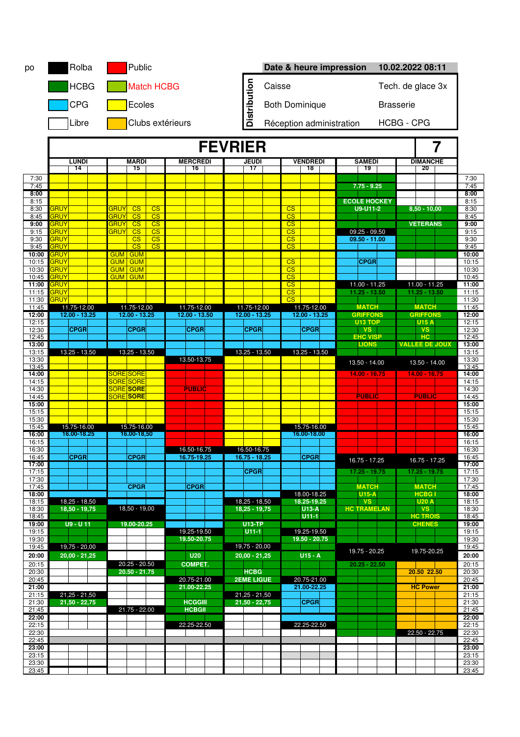po

| Couleur | Légende | Couleur | Légende |
|---|---|---|---|
| (noir) | Rolba | (rouge) | Public |
| (vert foncé) | HCBG | (vert clair) | Match HCBG |
| (bleu) | CPG | (jaune) | Ecoles |
| (blanc) | Libre | (orange) | Clubs extérieurs |

| Date & heure impression | 10.02.2022 08:11 |
|---|---|
| **Distribution** | |
| Caisse | Tech. de glace 3x |
| Both Dominique | Brasserie |
| Réception administration | HCBG - CPG |

# FEVRIER 7

| Heure | LUNDI 14 | MARDI 15 | MERCREDI 16 | JEUDI 17 | VENDREDI 18 | SAMEDI 19 | DIMANCHE 20 |
|---|---|---|---|---|---|---|---|
| 7:30 | | | | | | | |
| 7:45 | | | | | | 7.75 - 9.25 | |
| 8:00 | | | | | | | |
| 8:15 | | | | | | ECOLE HOCKEY | |
| 8:30 | GRUY | GRUY CS CS | | | CS | U9-U11-2 | 8,50 - 10,00 |
| 8:45 | GRUY | GRUY CS CS | | | CS | | |
| 9:00 | GRUY | GRUY CS CS | | | CS | | VETERANS |
| 9:15 | GRUY | GRUY CS CS | | | CS | 09.25 - 09.50 | |
| 9:30 | GRUY | CS CS | | | CS | 09.50 - 11.00 | |
| 9:45 | GRUY | CS CS | | | CS | | |
| 10:00 | GRUY | GUM GUM | | | | | |
| 10:15 | GRUY | GUM GUM | | | CS | CPGR | |
| 10:30 | GRUY | GUM GUM | | | CS | | |
| 10:45 | GRUY | GUM GUM | | | CS | | |
| 11:00 | GRUY | | | | CS | 11.00 - 11.25 | 11.00 - 11.25 |
| 11:15 | GRUY | | | | CS | 11.25 - 13.50 | 11.25 - 13.50 |
| 11:30 | GRUY | | | | CS | | |
| 11:45 | 11.75-12.00 | 11.75-12.00 | 11.75-12.00 | 11.75-12.00 | 11.75-12.00 | MATCH | MATCH |
| 12:00 | 12.00 - 13.25 | 12.00 - 13.25 | 12.00 - 13.50 | 12.00 - 13.25 | 12.00 - 13.25 | GRIFFONS | GRIFFONS |
| 12:15 | | | | | | U13 TOP | U15 A |
| 12:30 | CPGR | CPGR | CPGR | CPGR | CPGR | VS | VS |
| 12:45 | | | | | | EHC VISP | HC |
| 13:00 | | | | | | LIONS | VALLEE DE JOUX |
| 13:15 | 13.25 - 13.50 | 13.25 - 13.50 | | 13.25 - 13.50 | 13.25 - 13.50 | | |
| 13:30 | | | 13.50-13.75 | | | 13.50 - 14.00 | 13.50 - 14.00 |
| 13:45 | | | | | | | |
| 14:00 | | SORE SORE | | | | 14.00 - 16.75 | 14.00 - 16.75 |
| 14:15 | | SORE SORE | | | | | |
| 14:30 | | SORE SORE | PUBLIC | | | | |
| 14:45 | | SORE SORE | | | | PUBLIC | PUBLIC |
| 15:00 | | | | | | | |
| 15:15 | | | | | | | |
| 15:30 | | | | | | | |
| 15:45 | 15.75-16.00 | 15.75-16.00 | | | 15.75-16.00 | | |
| 16:00 | 16.00-18.25 | 16.00-18,50 | | | 16.00-18.00 | | |
| 16:15 | | | | | | | |
| 16:30 | | | 16.50-16.75 | 16.50-16.75 | | | |
| 16:45 | CPGR | CPGR | 16.75-19.25 | 16.75 - 18.25 | CPGR | 16.75 - 17.25 | 16.75 - 17.25 |
| 17:00 | | | | | | | |
| 17:15 | | | | CPGR | | 17.25 - 19.75 | 17.25 - 19.75 |
| 17:30 | | | | | | | |
| 17:45 | | CPGR | CPGR | | | MATCH | MATCH |
| 18:00 | | | | | 18.00-18.25 | U15-A | HCBG I |
| 18:15 | 18.25 - 18.50 | | | 18.25 - 18.50 | 18.25-19.25 | VS | U20 A |
| 18:30 | 18,50 - 19,75 | 18,50 - 19,00 | | 18,25 - 19,75 | U13-A | HC TRAMELAN | VS |
| 18:45 | | | | | U11-1 | | HC TROIS |
| 19:00 | U9 - U 11 | 19.00-20.25 | | U13-TP | | | CHENES |
| 19:15 | | | 19.25-19.50 | U11-1 | 19.25-19.50 | | |
| 19:30 | | | 19.50-20.75 | | 19.50 - 20.75 | | |
| 19:45 | 19,75 - 20,00 | | | 19,75 - 20,00 | | 19.75 - 20.25 | 19.75-20.25 |
| 20:00 | 20,00 - 21,25 | | U20 | 20,00 - 21,25 | U15 - A | | |
| 20:15 | | 20.25 - 20.50 | COMPET. | | | 20.25 - 22.50 | |
| 20:30 | | 20.50 - 21.75 | | HCBG | | | 20.50 22.50 |
| 20:45 | | | 20.75-21.00 | 2EME LIGUE | 20.75-21.00 | | |
| 21:00 | | | 21.00-22.25 | | 21.00-22.25 | | HC Power |
| 21:15 | 21,25 - 21,50 | | | 21,25 - 21,50 | | | |
| 21:30 | 21,50 - 22,75 | | HCGGIII | 21,50 - 22,75 | CPGR | | |
| 21:45 | | 21.75 - 22.00 | HCBGII | | | | |
| 22:00 | | | | | | | |
| 22:15 | | | 22.25-22.50 | | 22.25-22.50 | | |
| 22:30 | | | | | | | 22.50 - 22.75 |
| 22:45 | | | | | | | |
| 23:00 | | | | | | | |
| 23:15 | | | | | | | |
| 23:30 | | | | | | | |
| 23:45 | | | | | | | |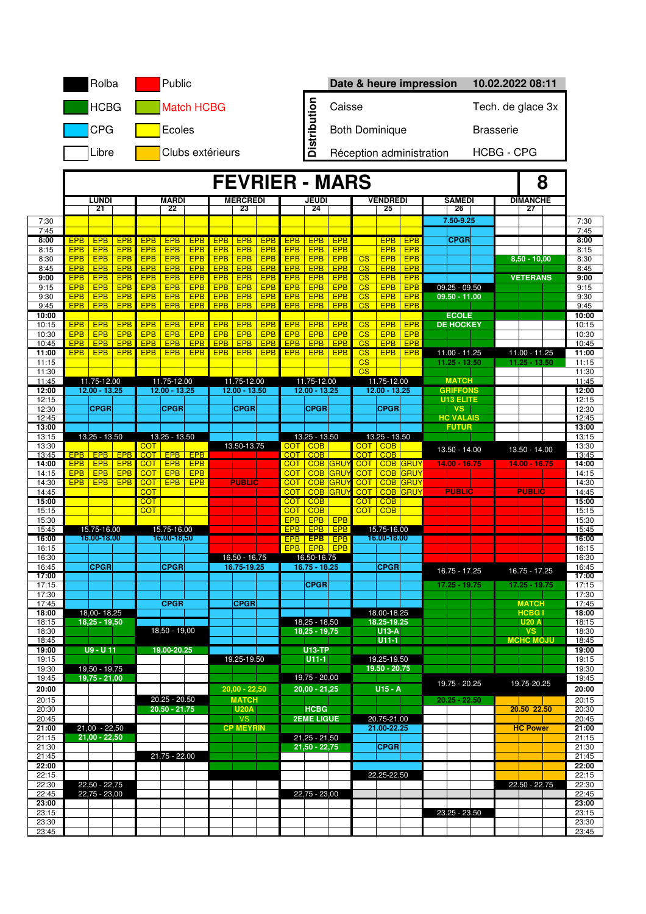| | |
|---|---|
| Rolba | Public |
| HCBG | Match HCBG |
| CPG | Ecoles |
| Libre | Clubs extérieurs |

**Date & heure impression** 10.02.2022 08:11

**Distribution**

| | |
|---|---|
| Caisse | Tech. de glace 3x |
| Both Dominique | Brasserie |
| Réception administration | HCBG - CPG |

# FEVRIER - MARS 8

| | LUNDI 21 | | | MARDI 22 | | | MERCREDI 23 | | | JEUDI 24 | | | VENDREDI 25 | | | SAMEDI 26 | DIMANCHE 27 | |
|---|---|---|---|---|---|---|---|---|---|---|---|---|---|---|---|---|---|---|
| 7:30 | | | | | | | | | | | | | | | | 7.50-9.25 | | 7:30 |
| 7:45 | | | | | | | | | | | | | | | | | | 7:45 |
| 8:00 | EPB | EPB | EPB | EPB | EPB | EPB | EPB | EPB | EPB | EPB | EPB | EPB | | EPB | EPB | CPGR | | 8:00 |
| 8:15 | EPB | EPB | EPB | EPB | EPB | EPB | EPB | EPB | EPB | EPB | EPB | EPB | | EPB | EPB | | | 8:15 |
| 8:30 | EPB | EPB | EPB | EPB | EPB | EPB | EPB | EPB | EPB | EPB | EPB | EPB | CS | EPB | EPB | | 8,50 - 10,00 | 8:30 |
| 8:45 | EPB | EPB | EPB | EPB | EPB | EPB | EPB | EPB | EPB | EPB | EPB | EPB | CS | EPB | EPB | | | 8:45 |
| 9:00 | EPB | EPB | EPB | EPB | EPB | EPB | EPB | EPB | EPB | EPB | EPB | EPB | CS | EPB | EPB | | VETERANS | 9:00 |
| 9:15 | EPB | EPB | EPB | EPB | EPB | EPB | EPB | EPB | EPB | EPB | EPB | EPB | CS | EPB | EPB | 09.25 - 09.50 | | 9:15 |
| 9:30 | EPB | EPB | EPB | EPB | EPB | EPB | EPB | EPB | EPB | EPB | EPB | EPB | CS | EPB | EPB | 09.50 - 11.00 | | 9:30 |
| 9:45 | EPB | EPB | EPB | EPB | EPB | EPB | EPB | EPB | EPB | EPB | EPB | EPB | CS | EPB | EPB | | | 9:45 |
| 10:00 | | | | | | | | | | | | | | | | ECOLE | | 10:00 |
| 10:15 | EPB | EPB | EPB | EPB | EPB | EPB | EPB | EPB | EPB | EPB | EPB | EPB | CS | EPB | EPB | DE HOCKEY | | 10:15 |
| 10:30 | EPB | EPB | EPB | EPB | EPB | EPB | EPB | EPB | EPB | EPB | EPB | EPB | CS | EPB | EPB | | | 10:30 |
| 10:45 | EPB | EPB | EPB | EPB | EPB | EPB | EPB | EPB | EPB | EPB | EPB | EPB | CS | EPB | EPB | | | 10:45 |
| 11:00 | EPB | EPB | EPB | EPB | EPB | EPB | EPB | EPB | EPB | EPB | EPB | EPB | CS | EPB | EPB | 11.00 - 11.25 | 11.00 - 11.25 | 11:00 |
| 11:15 | | | | | | | | | | | | | CS | | | 11.25 - 13.50 | 11.25 - 13.50 | 11:15 |
| 11:30 | | | | | | | | | | | | | CS | | | | | 11:30 |
| 11:45 | 11.75-12.00 | | | 11.75-12.00 | | | 11.75-12.00 | | | 11.75-12.00 | | | 11.75-12.00 | | | MATCH | | 11:45 |
| 12:00 | 12.00 - 13.25 | | | 12.00 - 13.25 | | | 12.00 - 13.50 | | | 12.00 - 13.25 | | | 12.00 - 13.25 | | | GRIFFONS | | 12:00 |
| 12:15 | | | | | | | | | | | | | | | | U13 ELITE | | 12:15 |
| 12:30 | CPGR | | | CPGR | | | CPGR | | | CPGR | | | CPGR | | | VS | | 12:30 |
| 12:45 | | | | | | | | | | | | | | | | HC VALAIS | | 12:45 |
| 13:00 | | | | | | | | | | | | | | | | FUTUR | | 13:00 |
| 13:15 | 13.25 - 13.50 | | | 13.25 - 13.50 | | | | | | 13.25 - 13.50 | | | 13.25 - 13.50 | | | | | 13:15 |
| 13:30 | | | | COT | | | 13.50-13.75 | | | COT | COB | | COT | COB | | 13.50 - 14.00 | 13.50 - 14.00 | 13:30 |
| 13:45 | EPB | EPB | EPB | COT | EPB | EPB | | | | COT | COB | | COT | COB | | | | 13:45 |
| 14:00 | EPB | EPB | EPB | COT | EPB | EPB | | | | COT | COB | GRUY | COT | COB | GRUY | 14.00 - 16.75 | 14.00 - 16.75 | 14:00 |
| 14:15 | EPB | EPB | EPB | COT | EPB | EPB | | | | COT | COB | GRUY | COT | COB | GRUY | | | 14:15 |
| 14:30 | EPB | EPB | EPB | COT | EPB | EPB | PUBLIC | | | COT | COB | GRUY | COT | COB | GRUY | | | 14:30 |
| 14:45 | | | | COT | | | | | | COT | COB | GRUY | COT | COB | GRUY | PUBLIC | PUBLIC | 14:45 |
| 15:00 | | | | COT | | | | | | COT | COB | | COT | COB | | | | 15:00 |
| 15:15 | | | | COT | | | | | | COT | COB | | COT | COB | | | | 15:15 |
| 15:30 | | | | | | | | | | EPB | EPB | EPB | | | | | | 15:30 |
| 15:45 | 15.75-16.00 | | | 15.75-16.00 | | | | | | EPB | EPB | EPB | 15.75-16.00 | | | | | 15:45 |
| 16:00 | 16.00-18.00 | | | 16.00-18,50 | | | | | | EPB | EPB | EPB | 16.00-18.00 | | | | | 16:00 |
| 16:15 | | | | | | | | | | EPB | EPB | EPB | | | | | | 16:15 |
| 16:30 | | | | | | | 16,50 - 16,75 | | | 16.50-16.75 | | | | | | | | 16:30 |
| 16:45 | CPGR | | | CPGR | | | 16.75-19.25 | | | 16.75 - 18.25 | | | CPGR | | | 16.75 - 17.25 | 16.75 - 17.25 | 16:45 |
| 17:00 | | | | | | | | | | | | | | | | | | 17:00 |
| 17:15 | | | | | | | | | | CPGR | | | | | | 17.25 - 19.75 | 17.25 - 19.75 | 17:15 |
| 17:30 | | | | | | | | | | | | | | | | | | 17:30 |
| 17:45 | | | | CPGR | | | CPGR | | | | | | | | | | MATCH | 17:45 |
| 18:00 | 18,00- 18,25 | | | | | | | | | | | | 18.00-18.25 | | | | HCBG I | 18:00 |
| 18:15 | 18,25 - 19,50 | | | | | | | | | 18.25 - 18.50 | | | 18.25-19.25 | | | | U20 A | 18:15 |
| 18:30 | | | | 18,50 - 19,00 | | | | | | 18,25 - 19,75 | | | U13-A | | | | VS | 18:30 |
| 18:45 | | | | | | | | | | | | | U11-1 | | | | MCHC MOJU | 18:45 |
| 19:00 | U9 - U 11 | | | 19.00-20.25 | | | | | | U13-TP | | | | | | | | 19:00 |
| 19:15 | | | | | | | 19.25-19.50 | | | U11-1 | | | 19.25-19.50 | | | | | 19:15 |
| 19:30 | 19,50 - 19,75 | | | | | | | | | | | | 19.50 - 20.75 | | | | | 19:30 |
| 19:45 | 19,75 - 21,00 | | | | | | | | | 19,75 - 20,00 | | | | | | 19.75 - 20.25 | 19.75-20.25 | 19:45 |
| 20:00 | | | | | | | 20,00 - 22,50 | | | 20,00 - 21,25 | | | U15 - A | | | | | 20:00 |
| 20:15 | | | | 20.25 - 20.50 | | | MATCH | | | | | | | | | 20.25 - 22.50 | | 20:15 |
| 20:30 | | | | 20.50 - 21.75 | | | U20A | | | HCBG | | | | | | | 20.50 22.50 | 20:30 |
| 20:45 | | | | | | | VS | | | 2EME LIGUE | | | 20.75-21.00 | | | | | 20:45 |
| 21:00 | 21,00 - 22,50 | | | | | | CP MEYRIN | | | | | | 21.00-22.25 | | | | HC Power | 21:00 |
| 21:15 | 21,00 - 22,50 | | | | | | | | | 21,25 - 21,50 | | | | | | | | 21:15 |
| 21:30 | | | | | | | | | | 21,50 - 22,75 | | | CPGR | | | | | 21:30 |
| 21:45 | | | | 21.75 - 22.00 | | | | | | | | | | | | | | 21:45 |
| 22:00 | | | | | | | | | | | | | | | | | | 22:00 |
| 22:15 | | | | | | | | | | | | | 22.25-22.50 | | | | | 22:15 |
| 22:30 | 22,50 - 22,75 | | | | | | | | | | | | | | | | 22.50 - 22.75 | 22:30 |
| 22:45 | 22,75 - 23,00 | | | | | | | | | 22,75 - 23,00 | | | | | | | | 22:45 |
| 23:00 | | | | | | | | | | | | | | | | | | 23:00 |
| 23:15 | | | | | | | | | | | | | | | | 23.25 - 23.50 | | 23:15 |
| 23:30 | | | | | | | | | | | | | | | | | | 23:30 |
| 23:45 | | | | | | | | | | | | | | | | | | 23:45 |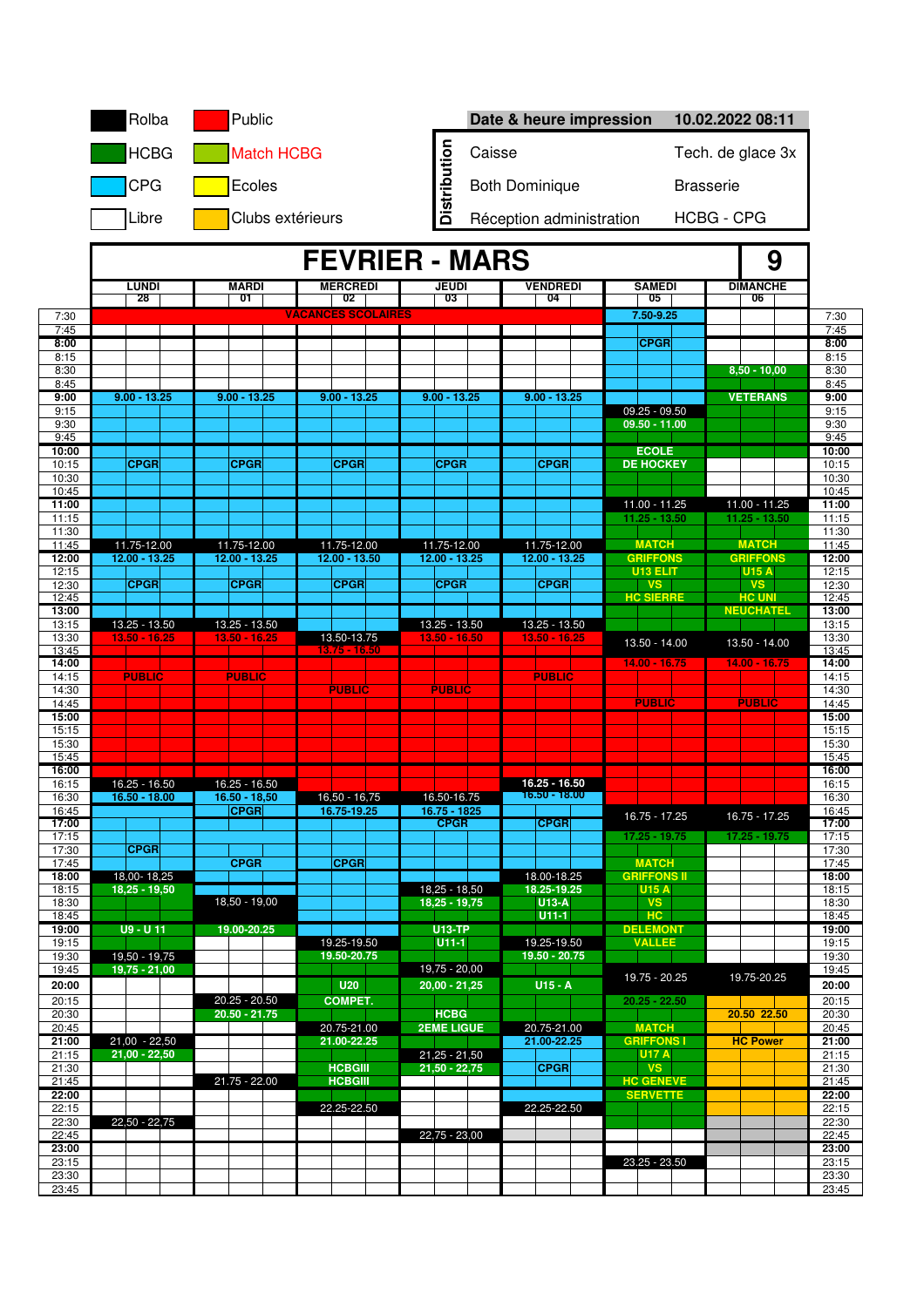| | |
|---|---|
| Rolba | Public |
| HCBG | Match HCBG |
| CPG | Ecoles |
| Libre | Clubs extérieurs |

**Date & heure impression** 10.02.2022 08:11

**Distribution**

| | |
|---|---|
| Caisse | Tech. de glace 3x |
| Both Dominique | Brasserie |
| Réception administration | HCBG - CPG |

# FEVRIER - MARS 9

| | LUNDI 28 | MARDI 01 | MERCREDI 02 | JEUDI 03 | VENDREDI 04 | SAMEDI 05 | DIMANCHE 06 | |
|---|---|---|---|---|---|---|---|---|
| 7:30 | VACANCES SCOLAIRES | | | | | 7.50-9.25 | | 7:30 |
| 7:45 | | | | | | | | 7:45 |
| 8:00 | | | | | | CPGR | | 8:00 |
| 8:15 | | | | | | | | 8:15 |
| 8:30 | | | | | | | 8,50 - 10,00 | 8:30 |
| 8:45 | | | | | | | | 8:45 |
| 9:00 | 9.00 - 13.25 | 9.00 - 13.25 | 9.00 - 13.25 | 9.00 - 13.25 | 9.00 - 13.25 | | VETERANS | 9:00 |
| 9:15 | | | | | | 09.25 - 09.50 | | 9:15 |
| 9:30 | | | | | | 09.50 - 11.00 | | 9:30 |
| 9:45 | | | | | | | | 9:45 |
| 10:00 | | | | | | ECOLE | | 10:00 |
| 10:15 | CPGR | CPGR | CPGR | CPGR | CPGR | DE HOCKEY | | 10:15 |
| 10:30 | | | | | | | | 10:30 |
| 10:45 | | | | | | | | 10:45 |
| 11:00 | | | | | | 11.00 - 11.25 | 11.00 - 11.25 | 11:00 |
| 11:15 | | | | | | 11.25 - 13.50 | 11.25 - 13.50 | 11:15 |
| 11:30 | | | | | | | | 11:30 |
| 11:45 | 11.75-12.00 | 11.75-12.00 | 11.75-12.00 | 11.75-12.00 | 11.75-12.00 | MATCH | MATCH | 11:45 |
| 12:00 | 12.00 - 13.25 | 12.00 - 13.25 | 12.00 - 13.50 | 12.00 - 13.25 | 12.00 - 13.25 | GRIFFONS | GRIFFONS | 12:00 |
| 12:15 | | | | | | U13 ELIT | U15 A | 12:15 |
| 12:30 | CPGR | CPGR | CPGR | CPGR | CPGR | VS | VS | 12:30 |
| 12:45 | | | | | | HC SIERRE | HC UNI | 12:45 |
| 13:00 | | | | | | | NEUCHATEL | 13:00 |
| 13:15 | 13.25 - 13.50 | 13.25 - 13.50 | | 13.25 - 13.50 | 13.25 - 13.50 | | | 13:15 |
| 13:30 | 13.50 - 16.25 | 13.50 - 16.25 | 13.50-13.75 | 13.50 - 16.50 | 13.50 - 16.25 | 13.50 - 14.00 | 13.50 - 14.00 | 13:30 |
| 13:45 | | | 13.75 - 16.50 | | | | | 13:45 |
| 14:00 | | | | | | 14.00 - 16.75 | 14.00 - 16.75 | 14:00 |
| 14:15 | PUBLIC | PUBLIC | | | PUBLIC | | | 14:15 |
| 14:30 | | | PUBLIC | PUBLIC | | | | 14:30 |
| 14:45 | | | | | | PUBLIC | PUBLIC | 14:45 |
| 15:00 | | | | | | | | 15:00 |
| 15:15 | | | | | | | | 15:15 |
| 15:30 | | | | | | | | 15:30 |
| 15:45 | | | | | | | | 15:45 |
| 16:00 | | | | | | | | 16:00 |
| 16:15 | 16.25 - 16.50 | 16.25 - 16.50 | | | 16.25 - 16.50 | | | 16:15 |
| 16:30 | 16.50 - 18.00 | 16.50 - 18,50 | 16,50 - 16,75 | 16.50-16.75 | 16.50 - 18.00 | | | 16:30 |
| 16:45 | | CPGR | 16.75-19.25 | 16.75 - 1825 | | 16.75 - 17.25 | 16.75 - 17.25 | 16:45 |
| 17:00 | | | | CPGR | CPGR | | | 17:00 |
| 17:15 | | | | | | 17.25 - 19.75 | 17.25 - 19.75 | 17:15 |
| 17:30 | CPGR | | | | | | | 17:30 |
| 17:45 | | CPGR | CPGR | | | MATCH | | 17:45 |
| 18:00 | 18,00- 18,25 | | | | 18.00-18.25 | GRIFFONS II | | 18:00 |
| 18:15 | 18,25 - 19,50 | | | 18.25 - 18.50 | 18.25-19.25 | U15 A | | 18:15 |
| 18:30 | | 18,50 - 19,00 | | 18,25 - 19,75 | U13-A | VS | | 18:30 |
| 18:45 | | | | | U11-1 | HC | | 18:45 |
| 19:00 | U9 - U 11 | 19.00-20.25 | | U13-TP | | DELEMONT | | 19:00 |
| 19:15 | | | 19.25-19.50 | U11-1 | 19.25-19.50 | VALLEE | | 19:15 |
| 19:30 | 19,50 - 19,75 | | 19.50-20.75 | | 19.50 - 20.75 | | | 19:30 |
| 19:45 | 19,75 - 21,00 | | | 19,75 - 20,00 | | 19.75 - 20.25 | 19.75-20.25 | 19:45 |
| 20:00 | | | U20 | 20,00 - 21,25 | U15 - A | | | 20:00 |
| 20:15 | | 20.25 - 20.50 | COMPET. | | | 20.25 - 22.50 | | 20:15 |
| 20:30 | | 20.50 - 21.75 | | HCBG | | | 20.50 22.50 | 20:30 |
| 20:45 | | | 20.75-21.00 | 2EME LIGUE | 20.75-21.00 | MATCH | | 20:45 |
| 21:00 | 21,00 - 22,50 | | 21.00-22.25 | | 21.00-22.25 | GRIFFONS I | HC Power | 21:00 |
| 21:15 | 21,00 - 22,50 | | | 21,25 - 21,50 | | U17 A | | 21:15 |
| 21:30 | | | HCBGIII | 21,50 - 22,75 | CPGR | VS | | 21:30 |
| 21:45 | | 21.75 - 22.00 | HCBGIII | | | HC GENEVE | | 21:45 |
| 22:00 | | | | | | SERVETTE | | 22:00 |
| 22:15 | | | 22.25-22.50 | | 22.25-22.50 | | | 22:15 |
| 22:30 | 22.50 - 22.75 | | | | | | | 22:30 |
| 22:45 | | | | 22.75 - 23.00 | | | | 22:45 |
| 23:00 | | | | | | | | 23:00 |
| 23:15 | | | | | | 23.25 - 23.50 | | 23:15 |
| 23:30 | | | | | | | | 23:30 |
| 23:45 | | | | | | | | 23:45 |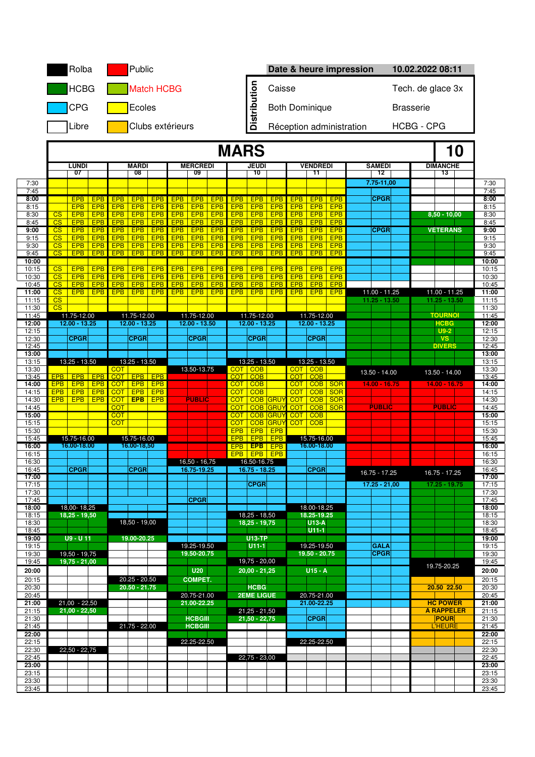| | | | |
|---|---|---|---|
| Rolba | Public | Date & heure impression | 10.02.2022 08:11 |
| HCBG | Match HCBG | | |
| CPG | Ecoles | | |
| Libre | Clubs extérieurs | | |

**Distribution**

| | |
|---|---|
| Caisse | Tech. de glace 3x |
| Both Dominique | Brasserie |
| Réception administration | HCBG - CPG |

# MARS 10

| | LUNDI 07 | MARDI 08 | MERCREDI 09 | JEUDI 10 | VENDREDI 11 | SAMEDI 12 | DIMANCHE 13 | |
|---|---|---|---|---|---|---|---|---|
| 7:30 | | | | | | 7.75-11,00 | | 7:30 |
| 7:45 | | | | | | | | 7:45 |
| **8:00** | EPB EPB | EPB EPB EPB | EPB EPB EPB | EPB EPB EPB | EPB EPB EPB | CPGR | | **8:00** |
| 8:15 | EPB EPB | EPB EPB EPB | EPB EPB EPB | EPB EPB EPB | EPB EPB EPB | | | 8:15 |
| 8:30 | CS EPB EPB | EPB EPB EPB | EPB EPB EPB | EPB EPB EPB | EPB EPB EPB | | 8,50 - 10,00 | 8:30 |
| 8:45 | CS EPB EPB | EPB EPB EPB | EPB EPB EPB | EPB EPB EPB | EPB EPB EPB | | | 8:45 |
| **9:00** | CS EPB EPB | EPB EPB EPB | EPB EPB EPB | EPB EPB EPB | EPB EPB EPB | CPGR | VETERANS | **9:00** |
| 9:15 | CS EPB EPB | EPB EPB EPB | EPB EPB EPB | EPB EPB EPB | EPB EPB EPB | | | 9:15 |
| 9:30 | CS EPB EPB | EPB EPB EPB | EPB EPB EPB | EPB EPB EPB | EPB EPB EPB | | | 9:30 |
| 9:45 | CS EPB EPB | EPB EPB EPB | EPB EPB EPB | EPB EPB EPB | EPB EPB EPB | | | 9:45 |
| **10:00** | | | | | | | | **10:00** |
| 10:15 | CS EPB EPB | EPB EPB EPB | EPB EPB EPB | EPB EPB EPB | EPB EPB EPB | | | 10:15 |
| 10:30 | CS EPB EPB | EPB EPB EPB | EPB EPB EPB | EPB EPB EPB | EPB EPB EPB | | | 10:30 |
| 10:45 | CS EPB EPB | EPB EPB EPB | EPB EPB EPB | EPB EPB EPB | EPB EPB EPB | | | 10:45 |
| **11:00** | CS EPB EPB | EPB EPB EPB | EPB EPB EPB | EPB EPB EPB | EPB EPB EPB | 11.00 - 11.25 | 11.00 - 11.25 | **11:00** |
| 11:15 | CS | | | | | 11.25 - 13.50 | 11.25 - 13.50 | 11:15 |
| 11:30 | CS | | | | | | | 11:30 |
| 11:45 | 11.75-12.00 | 11.75-12.00 | 11.75-12.00 | 11.75-12.00 | 11.75-12.00 | | TOURNOI | 11:45 |
| **12:00** | 12.00 - 13.25 | 12.00 - 13.25 | 12.00 - 13.50 | 12.00 - 13.25 | 12.00 - 13.25 | | HCBG | **12:00** |
| 12:15 | | | | | | | U9-2 | 12:15 |
| 12:30 | CPGR | CPGR | CPGR | CPGR | CPGR | | VS | 12:30 |
| 12:45 | | | | | | | DIVERS | 12:45 |
| **13:00** | | | | | | | | **13:00** |
| 13:15 | 13.25 - 13.50 | 13.25 - 13.50 | | 13.25 - 13.50 | 13.25 - 13.50 | | | 13:15 |
| 13:30 | | COT | 13.50-13.75 | COT COB | COT COB | 13.50 - 14.00 | 13.50 - 14.00 | 13:30 |
| 13:45 | EPB EPB EPB | COT EPB EPB | | COT COB | COT COB | | | 13:45 |
| **14:00** | EPB EPB EPB | COT EPB EPB | | COT COB | COT COB SOR | 14.00 - 16.75 | 14.00 - 16.75 | **14:00** |
| 14:15 | EPB EPB EPB | COT EPB EPB | | COT COB | COT COB SOR | | | 14:15 |
| 14:30 | EPB EPB EPB | COT EPB EPB | PUBLIC | COT COB GRUY | COT COB SOR | | | 14:30 |
| 14:45 | | COT | | COT COB GRUY | COT COB SOR | PUBLIC | PUBLIC | 14:45 |
| **15:00** | | COT | | COT COB GRUY | COT COB | | | **15:00** |
| 15:15 | | COT | | COT COB GRUY | COT COB | | | 15:15 |
| 15:30 | | | | EPB EPB EPB | | | | 15:30 |
| 15:45 | 15.75-16.00 | 15.75-16.00 | | EPB EPB EPB | 15.75-16.00 | | | 15:45 |
| **16:00** | 16.00-18.00 | 16.00-18,50 | | EPB EPB EPB | 16.00-18.00 | | | **16:00** |
| 16:15 | | | | EPB EPB EPB | | | | 16:15 |
| 16:30 | | | 16,50 - 16,75 | 16.50-16.75 | | | | 16:30 |
| 16:45 | CPGR | CPGR | 16.75-19.25 | 16.75 - 18.25 | CPGR | 16.75 - 17.25 | 16.75 - 17.25 | 16:45 |
| **17:00** | | | | | | | | **17:00** |
| 17:15 | | | | CPGR | | 17.25 - 21,00 | 17.25 - 19.75 | 17:15 |
| 17:30 | | | | | | | | 17:30 |
| 17:45 | | | CPGR | | | | | 17:45 |
| **18:00** | 18,00- 18,25 | | | | 18.00-18.25 | | | **18:00** |
| 18:15 | 18,25 - 19,50 | | | 18,25 - 18.50 | 18.25-19.25 | | | 18:15 |
| 18:30 | | 18,50 - 19,00 | | 18,25 - 19,75 | U13-A | | | 18:30 |
| 18:45 | | | | | U11-1 | | | 18:45 |
| **19:00** | U9 - U 11 | 19.00-20.25 | | U13-TP | | | | **19:00** |
| 19:15 | | | 19.25-19.50 | U11-1 | 19.25-19.50 | GALA | | 19:15 |
| 19:30 | 19,50 - 19,75 | | 19.50-20.75 | | 19.50 - 20.75 | CPGR | | 19:30 |
| 19:45 | 19,75 - 21,00 | | | 19,75 - 20,00 | | | 19.75-20.25 | 19:45 |
| **20:00** | | | U20 | 20,00 - 21,25 | U15 - A | | | **20:00** |
| 20:15 | | 20.25 - 20.50 | COMPET. | | | | | 20:15 |
| 20:30 | | 20.50 - 21.75 | | HCBG | | | 20.50 22.50 | 20:30 |
| 20:45 | | | 20.75-21.00 | 2EME LIGUE | 20.75-21.00 | | | 20:45 |
| **21:00** | 21,00 - 22,50 | | 21.00-22.25 | | 21.00-22.25 | | HC POWER | **21:00** |
| 21:15 | 21,00 - 22,50 | | | 21,25 - 21,50 | | | A RAPPELER | 21:15 |
| 21:30 | | | HCBGIII | 21,50 - 22,75 | CPGR | | POUR | 21:30 |
| 21:45 | | 21.75 - 22.00 | HCBGIII | | | | L'HEURE | 21:45 |
| **22:00** | | | | | | | | **22:00** |
| 22:15 | | | 22.25-22.50 | | 22.25-22.50 | | | 22:15 |
| 22:30 | 22,50 - 22,75 | | | | | | | 22:30 |
| 22:45 | | | | 22,75 - 23,00 | | | | 22:45 |
| **23:00** | | | | | | | | **23:00** |
| 23:15 | | | | | | | | 23:15 |
| 23:30 | | | | | | | | 23:30 |
| 23:45 | | | | | | | | 23:45 |